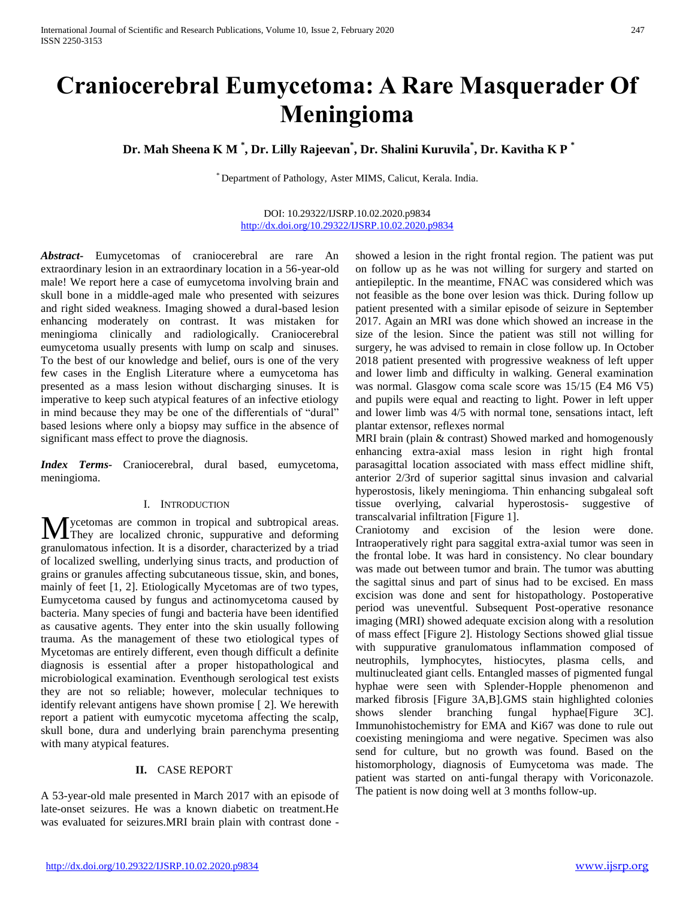# Craniocerebral Eumycetoma: A Rare Masquerader Of Meningioma

**Dr. Mah Sheena K M [*], Dr. Lilly Rajeevan[*], Dr. Shalini Kuruvila[*], Dr. Kavitha K P [*]**

[*] Department of Pathology, Aster MIMS, Calicut, Kerala. India.

DOI: 10.29322/IJSRP.10.02.2020.p9834
http://dx.doi.org/10.29322/IJSRP.10.02.2020.p9834

***Abstract-*** Eumycetomas of craniocerebral are rare An extraordinary lesion in an extraordinary location in a 56-year-old male! We report here a case of eumycetoma involving brain and skull bone in a middle-aged male who presented with seizures and right sided weakness. Imaging showed a dural-based lesion enhancing moderately on contrast. It was mistaken for meningioma clinically and radiologically. Craniocerebral eumycetoma usually presents with lump on scalp and sinuses. To the best of our knowledge and belief, ours is one of the very few cases in the English Literature where a eumycetoma has presented as a mass lesion without discharging sinuses. It is imperative to keep such atypical features of an infective etiology in mind because they may be one of the differentials of "dural" based lesions where only a biopsy may suffice in the absence of significant mass effect to prove the diagnosis.

***Index Terms-*** Craniocerebral, dural based, eumycetoma, meningioma.

## I. Introduction

Mycetomas are common in tropical and subtropical areas. They are localized chronic, suppurative and deforming granulomatous infection. It is a disorder, characterized by a triad of localized swelling, underlying sinus tracts, and production of grains or granules affecting subcutaneous tissue, skin, and bones, mainly of feet [1, 2]. Etiologically Mycetomas are of two types, Eumycetoma caused by fungus and actinomycetoma caused by bacteria. Many species of fungi and bacteria have been identified as causative agents. They enter into the skin usually following trauma. As the management of these two etiological types of Mycetomas are entirely different, even though difficult a definite diagnosis is essential after a proper histopathological and microbiological examination. Eventhough serological test exists they are not so reliable; however, molecular techniques to identify relevant antigens have shown promise [ 2]. We herewith report a patient with eumycotic mycetoma affecting the scalp, skull bone, dura and underlying brain parenchyma presenting with many atypical features.

## II. Case Report

A 53-year-old male presented in March 2017 with an episode of late-onset seizures. He was a known diabetic on treatment.He was evaluated for seizures.MRI brain plain with contrast done - showed a lesion in the right frontal region. The patient was put on follow up as he was not willing for surgery and started on antiepileptic. In the meantime, FNAC was considered which was not feasible as the bone over lesion was thick. During follow up patient presented with a similar episode of seizure in September 2017. Again an MRI was done which showed an increase in the size of the lesion. Since the patient was still not willing for surgery, he was advised to remain in close follow up. In October 2018 patient presented with progressive weakness of left upper and lower limb and difficulty in walking. General examination was normal. Glasgow coma scale score was 15/15 (E4 M6 V5) and pupils were equal and reacting to light. Power in left upper and lower limb was 4/5 with normal tone, sensations intact, left plantar extensor, reflexes normal

MRI brain (plain & contrast) Showed marked and homogenously enhancing extra-axial mass lesion in right high frontal parasagittal location associated with mass effect midline shift, anterior 2/3rd of superior sagittal sinus invasion and calvarial hyperostosis, likely meningioma. Thin enhancing subgaleal soft tissue overlying, calvarial hyperostosis- suggestive of transcalvarial infiltration [Figure 1].

Craniotomy and excision of the lesion were done. Intraoperatively right para saggital extra-axial tumor was seen in the frontal lobe. It was hard in consistency. No clear boundary was made out between tumor and brain. The tumor was abutting the sagittal sinus and part of sinus had to be excised. En mass excision was done and sent for histopathology. Postoperative period was uneventful. Subsequent Post-operative resonance imaging (MRI) showed adequate excision along with a resolution of mass effect [Figure 2]. Histology Sections showed glial tissue with suppurative granulomatous inflammation composed of neutrophils, lymphocytes, histiocytes, plasma cells, and multinucleated giant cells. Entangled masses of pigmented fungal hyphae were seen with Splender-Hopple phenomenon and marked fibrosis [Figure 3A,B].GMS stain highlighted colonies shows slender branching fungal hyphae[Figure 3C]. Immunohistochemistry for EMA and Ki67 was done to rule out coexisting meningioma and were negative. Specimen was also send for culture, but no growth was found. Based on the histomorphology, diagnosis of Eumycetoma was made. The patient was started on anti-fungal therapy with Voriconazole. The patient is now doing well at 3 months follow-up.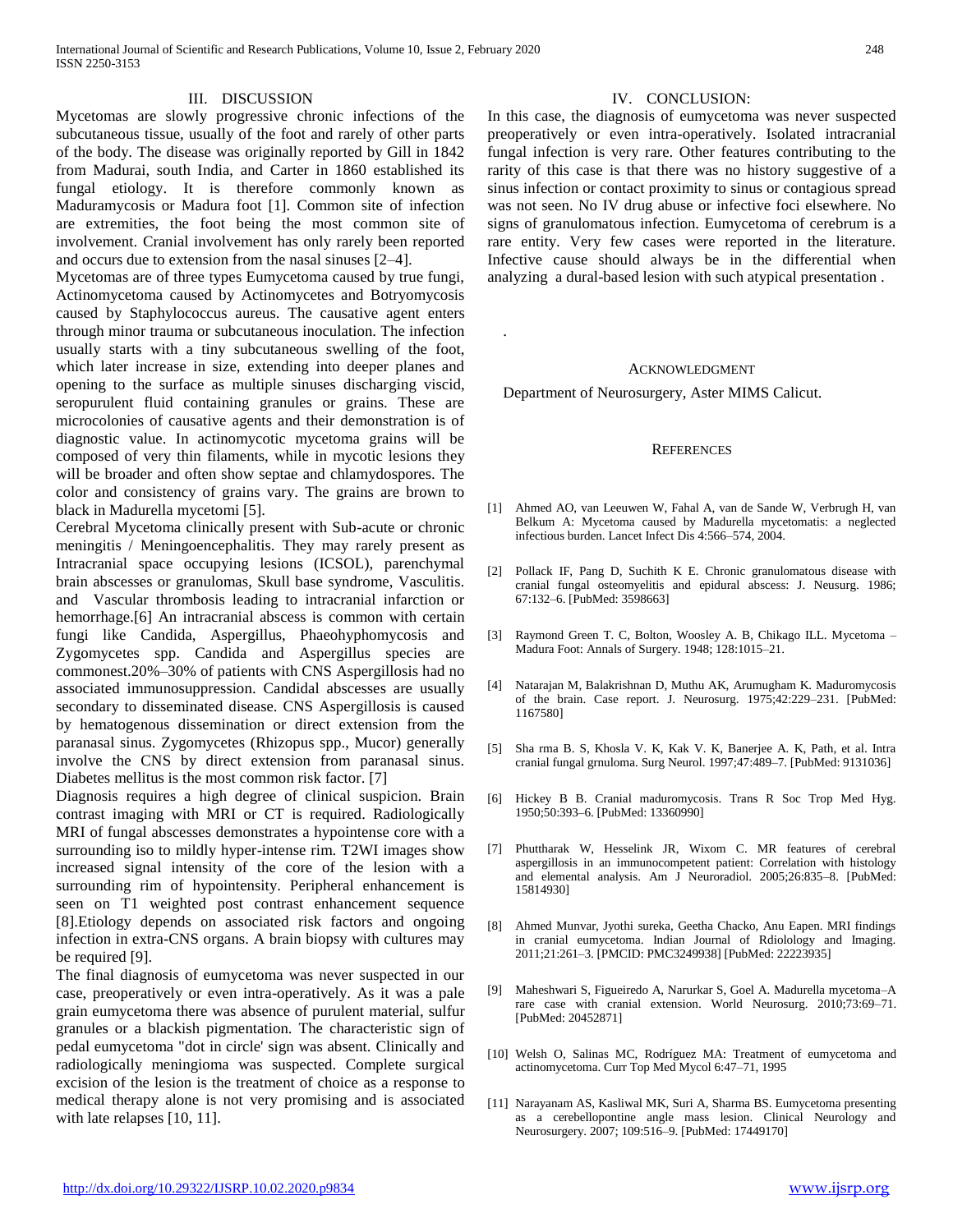## III. DISCUSSION

Mycetomas are slowly progressive chronic infections of the subcutaneous tissue, usually of the foot and rarely of other parts of the body. The disease was originally reported by Gill in 1842 from Madurai, south India, and Carter in 1860 established its fungal etiology. It is therefore commonly known as Maduramycosis or Madura foot [1]. Common site of infection are extremities, the foot being the most common site of involvement. Cranial involvement has only rarely been reported and occurs due to extension from the nasal sinuses [2–4].

Mycetomas are of three types Eumycetoma caused by true fungi, Actinomycetoma caused by Actinomycetes and Botryomycosis caused by Staphylococcus aureus. The causative agent enters through minor trauma or subcutaneous inoculation. The infection usually starts with a tiny subcutaneous swelling of the foot, which later increase in size, extending into deeper planes and opening to the surface as multiple sinuses discharging viscid, seropurulent fluid containing granules or grains. These are microcolonies of causative agents and their demonstration is of diagnostic value. In actinomycotic mycetoma grains will be composed of very thin filaments, while in mycotic lesions they will be broader and often show septae and chlamydospores. The color and consistency of grains vary. The grains are brown to black in Madurella mycetomi [5].

Cerebral Mycetoma clinically present with Sub-acute or chronic meningitis / Meningoencephalitis. They may rarely present as Intracranial space occupying lesions (ICSOL), parenchymal brain abscesses or granulomas, Skull base syndrome, Vasculitis. and Vascular thrombosis leading to intracranial infarction or hemorrhage.[6] An intracranial abscess is common with certain fungi like Candida, Aspergillus, Phaeohyphomycosis and Zygomycetes spp. Candida and Aspergillus species are commonest.20%–30% of patients with CNS Aspergillosis had no associated immunosuppression. Candidal abscesses are usually secondary to disseminated disease. CNS Aspergillosis is caused by hematogenous dissemination or direct extension from the paranasal sinus. Zygomycetes (Rhizopus spp., Mucor) generally involve the CNS by direct extension from paranasal sinus. Diabetes mellitus is the most common risk factor. [7]

Diagnosis requires a high degree of clinical suspicion. Brain contrast imaging with MRI or CT is required. Radiologically MRI of fungal abscesses demonstrates a hypointense core with a surrounding iso to mildly hyper-intense rim. T2WI images show increased signal intensity of the core of the lesion with a surrounding rim of hypointensity. Peripheral enhancement is seen on T1 weighted post contrast enhancement sequence [8].Etiology depends on associated risk factors and ongoing infection in extra-CNS organs. A brain biopsy with cultures may be required [9].

The final diagnosis of eumycetoma was never suspected in our case, preoperatively or even intra-operatively. As it was a pale grain eumycetoma there was absence of purulent material, sulfur granules or a blackish pigmentation. The characteristic sign of pedal eumycetoma "dot in circle' sign was absent. Clinically and radiologically meningioma was suspected. Complete surgical excision of the lesion is the treatment of choice as a response to medical therapy alone is not very promising and is associated with late relapses [10, 11].

## IV. CONCLUSION:

In this case, the diagnosis of eumycetoma was never suspected preoperatively or even intra-operatively. Isolated intracranial fungal infection is very rare. Other features contributing to the rarity of this case is that there was no history suggestive of a sinus infection or contact proximity to sinus or contagious spread was not seen. No IV drug abuse or infective foci elsewhere. No signs of granulomatous infection. Eumycetoma of cerebrum is a rare entity. Very few cases were reported in the literature. Infective cause should always be in the differential when analyzing a dural-based lesion with such atypical presentation .

.

## ACKNOWLEDGMENT

Department of Neurosurgery, Aster MIMS Calicut.

## REFERENCES

[1] Ahmed AO, van Leeuwen W, Fahal A, van de Sande W, Verbrugh H, van Belkum A: Mycetoma caused by Madurella mycetomatis: a neglected infectious burden. Lancet Infect Dis 4:566–574, 2004.

[2] Pollack IF, Pang D, Suchith K E. Chronic granulomatous disease with cranial fungal osteomyelitis and epidural abscess: J. Neusurg. 1986; 67:132–6. [PubMed: 3598663]

[3] Raymond Green T. C, Bolton, Woosley A. B, Chikago ILL. Mycetoma – Madura Foot: Annals of Surgery. 1948; 128:1015–21.

[4] Natarajan M, Balakrishnan D, Muthu AK, Arumugham K. Maduromycosis of the brain. Case report. J. Neurosurg. 1975;42:229–231. [PubMed: 1167580]

[5] Sha rma B. S, Khosla V. K, Kak V. K, Banerjee A. K, Path, et al. Intra cranial fungal grnuloma. Surg Neurol. 1997;47:489–7. [PubMed: 9131036]

[6] Hickey B B. Cranial maduromycosis. Trans R Soc Trop Med Hyg. 1950;50:393–6. [PubMed: 13360990]

[7] Phuttharak W, Hesselink JR, Wixom C. MR features of cerebral aspergillosis in an immunocompetent patient: Correlation with histology and elemental analysis. Am J Neuroradiol. 2005;26:835–8. [PubMed: 15814930]

[8] Ahmed Munvar, Jyothi sureka, Geetha Chacko, Anu Eapen. MRI findings in cranial eumycetoma. Indian Journal of Rdiolology and Imaging. 2011;21:261–3. [PMCID: PMC3249938] [PubMed: 22223935]

[9] Maheshwari S, Figueiredo A, Narurkar S, Goel A. Madurella mycetoma–A rare case with cranial extension. World Neurosurg. 2010;73:69–71. [PubMed: 20452871]

[10] Welsh O, Salinas MC, Rodríguez MA: Treatment of eumycetoma and actinomycetoma. Curr Top Med Mycol 6:47–71, 1995

[11] Narayanam AS, Kasliwal MK, Suri A, Sharma BS. Eumycetoma presenting as a cerebellopontine angle mass lesion. Clinical Neurology and Neurosurgery. 2007; 109:516–9. [PubMed: 17449170]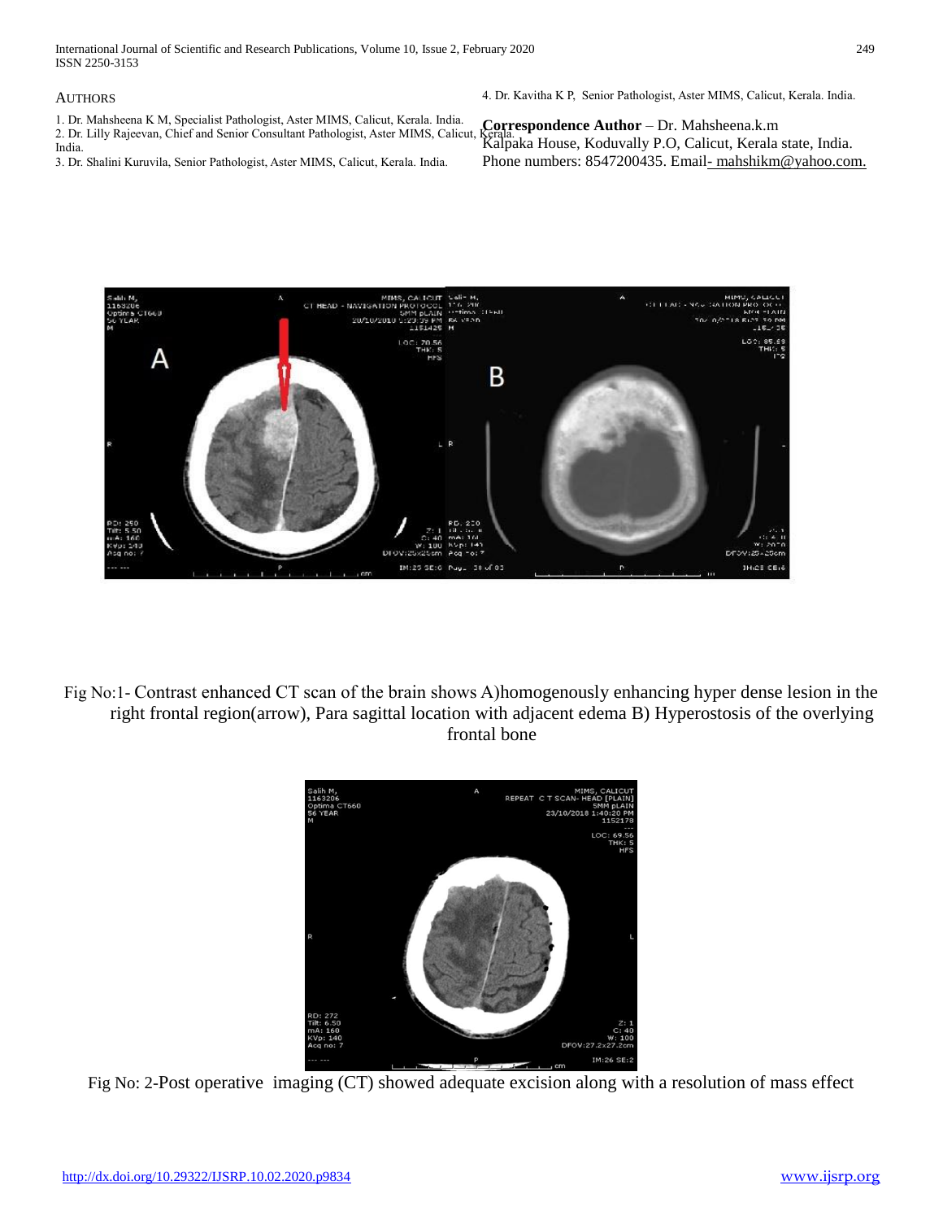## AUTHORS

1. Dr. Mahsheena K M, Specialist Pathologist, Aster MIMS, Calicut, Kerala. India.
2. Dr. Lilly Rajeevan, Chief and Senior Consultant Pathologist, Aster MIMS, Calicut, Kerala. India.
3. Dr. Shalini Kuruvila, Senior Pathologist, Aster MIMS, Calicut, Kerala. India.
4. Dr. Kavitha K P, Senior Pathologist, Aster MIMS, Calicut, Kerala. India.

**Correspondence Author** – Dr. Mahsheena.k.m
Kalpaka House, Koduvally P.O, Calicut, Kerala state, India.
Phone numbers: 8547200435. Email- mahshikm@yahoo.com.

Fig No:1- Contrast enhanced CT scan of the brain shows A)homogenously enhancing hyper dense lesion in the right frontal region(arrow), Para sagittal location with adjacent edema B) Hyperostosis of the overlying frontal bone

Fig No: 2-Post operative imaging (CT) showed adequate excision along with a resolution of mass effect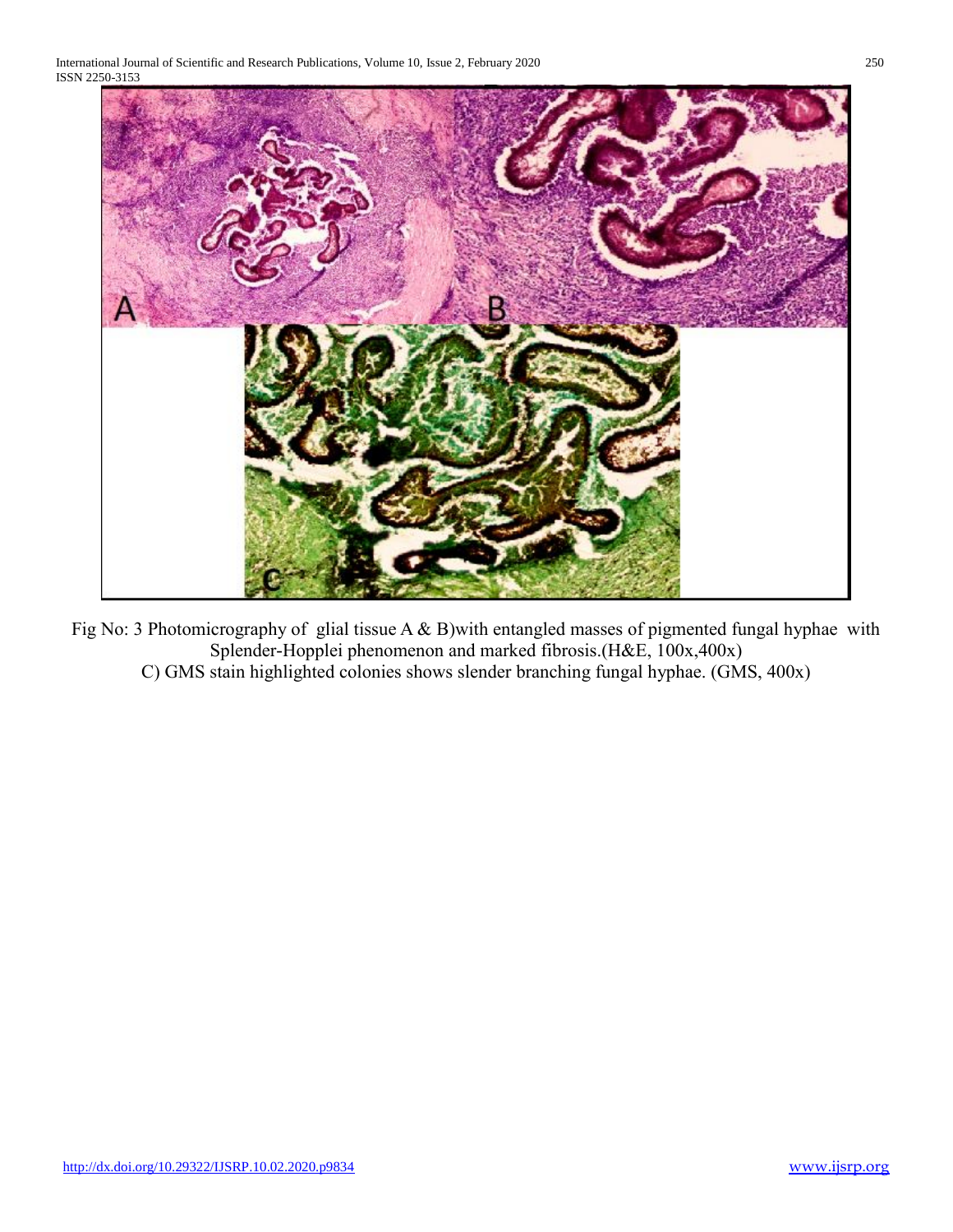Fig No: 3 Photomicrography of glial tissue A & B)with entangled masses of pigmented fungal hyphae with Splender-Hopplei phenomenon and marked fibrosis.(H&E, 100x,400x)
C) GMS stain highlighted colonies shows slender branching fungal hyphae. (GMS, 400x)